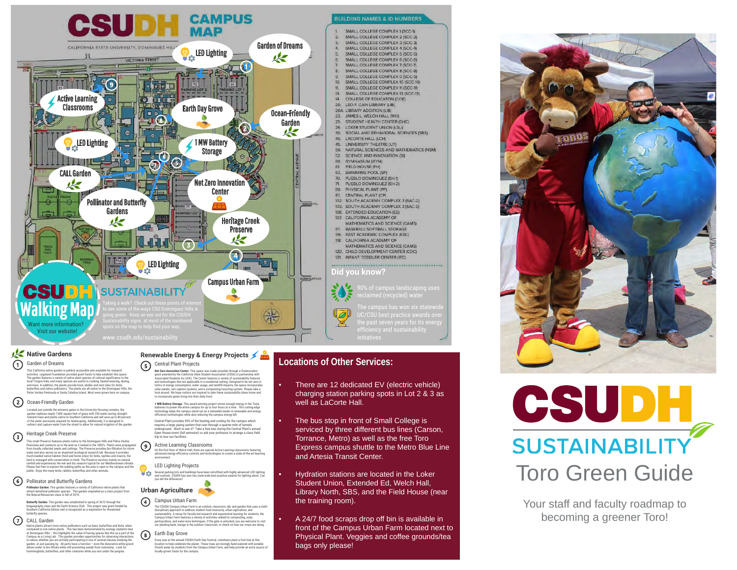# CSUDH CAMPUS MAP

CALIFORNIA STATE UNIVERSITY, DOMINGUEZ HILLS

Garden of Dreams · LED Lighting · Active Learning Classrooms · Earth Day Grove · Ocean-Friendly Garden · LED Lighting · 1 MW Battery Storage · CALL Garden · Net Zero Innovation Center · Pollinator and Butterfly Gardens · Heritage Creek Preserve · LED Lighting · Campus Urban Farm

## CSUDH Walking Map

Want more information? Visit our website!

## SUSTAINABILITY

Taking a walk? Check out these points of interest to see some of the ways CSU Dominguez Hills is going green. Keep an eye out for the CSUDH Sustainability signs at most of the numbered spots on the map to help find your way.

www.csudh.edu/sustainability

## BUILDING NAMES & ID NUMBERS

1. SMALL COLLEGE COMPLEX 1 (SCC-1)
2. SMALL COLLEGE COMPLEX 2 (SCC-2)
3. SMALL COLLEGE COMPLEX 3 (SCC-3)
4. SMALL COLLEGE COMPLEX 4 (SCC-4)
5. SMALL COLLEGE COMPLEX 5 (SCC-5)
6. SMALL COLLEGE COMPLEX 6 (SCC-6)
7. SMALL COLLEGE COMPLEX 7 (SCC-7)
8. SMALL COLLEGE COMPLEX 8 (SCC-8)
9. SMALL COLLEGE COMPLEX 9 (SCC-9)
10. SMALL COLLEGE COMPLEX 10 (SCC-10)
11. SMALL COLLEGE COMPLEX 11 (SCC-11)
13. SMALL COLLEGE COMPLEX 13 (SCC-13)
14. COLLEGE OF EDUCATION (COE)
20. LEO F. CAIN LIBRARY (LIB)
20A. LIBRARY ADDITION (LIB)
23. JAMES L. WELCH HALL (WH)
25. STUDENT HEALTH CENTER (SHC)
26. LOKER STUDENT UNION (LSU)
30. SOCIAL AND BEHAVIORAL SCIENCES (SBS)
40. LACORTE HALL (LCH)
45. UNIVERSITY THEATRE (UT)
50. NATURAL SCIENCES AND MATHEMATICS (NSM)
52. SCIENCE AND INNOVATION (SI)
60. GYMNASIUM (GYM)
61. FIELD HOUSE (FH)
63. SWIMMING POOL (SP)
70. PUEBLO DOMINGUEZ (SH-1)
71. PUEBLO DOMINGUEZ (SH-2)
80. PHYSICAL PLANT (PP)
87. CENTRAL PLANT (CP)
102. SOUTH ACADEMY COMPLEX 2 (SAC-2)
103. SOUTH ACADEMY COMPLEX 3 (SAC-3)
106. EXTENDED EDUCATION (EE)
107. CALIFORNIA ACADEMY OF MATHEMATICS AND SCIENCE (CAMS)
111. BASEBALL/SOFTBALL STORAGE
116. EAST ACADEMIC COMPLEX (EAC)
118. CALIFORNIA ACADEMY OF MATHEMATICS AND SCIENCE (CAMS)
120. CHILD DEVELOPMENT CENTER (CDC)
121. INFANT TODDLER CENTER (ITC)

### Did you know?

90% of campus landscaping uses reclaimed (recycled) water

The campus has won six statewide UC/CSU best practice awards over the past seven years for its energy efficiency and sustainability initiatives

## Native Gardens

**1 Garden of Dreams**

This California native garden is publicly accessible and available for research activities. Legoland Foundation provided grant funds to help establish this space. The garden features a variety of native plant species of cultural significance to the local Tongva tribe, and many species are useful in cooking, basket weaving, dyeing, and more. In addition, the plants provide food, shelter and nest sites for birds, butterflies and native pollinators. The plants are all native to the Dominguez Hills, the Palos Verdes Peninsula or Santa Catalina Island. Most were grown here on campus.

**2 Ocean-Friendly Garden**

Located just outside the entrance gates to the University Housing complex, the garden replaces nearly 7,000 square feet of grass with 250 water-saving, drought-tolerant trees and plants native to Southern California and will save up to 80 percent of the water previously required for landscaping. Additionally, it is designed to redirect and capture water from the street to allow for natural irrigation of the garden.

**3 Heritage Creek Preserve**

This small Preserve features plants native to the Dominguez Hills and Palos Verdes Peninsula and connects us to the land as it looked in the 1800's. Plants were propagated from locally collected seeds and cuttings. The Preserve provides bio-filtration for storm water and also serves as an important ecological research lab. Because it provides much-needed native habitat (food and home sites) for birds, reptiles and insects, the land is managed with conservation in mind. The Preserve survives mainly on natural rainfall and experiences the wet and dry seasons typical for our Mediterranean climate. Please feel free to explore the walking paths as the area is open to the campus and the public. Enjoy the many birds, rabbits, butterflies and other animals.

**6 Pollinator and Butterfly Gardens**

**Pollinator Garden:** This garden features a variety of California native plants that attract beneficial pollinator species. This garden originated as a class project from the Natural Resources class in fall of 2014.

**Butterfly Garden:** This garden was established in spring of 2012 through the biogeography class and the Earth Science Club. This project was grant-funded by Southern California Edison and is recognized as a waystation for threatened butterfly species.

**7 CALL Garden**

Native plants attract more native pollinators such as bees, butterflies and birds, when compared to non-native plants. This has been demonstrated by ecology students here at Dominguez Hills – this highlights the value of having spaces like this as a part of the Campus as a Living Lab. This garden provides opportunities for observing interactions in nature, whether you are actively participating in one of several classes studying the garden, or just passing by. All parts have a function – even the decorative white-gravel allows water to bio-filtrate while still preventing weeds from colonizing. Look for hummingbirds, butterflies, and other creatures while you rest under the pergola.

## Renewable Energy & Energy Projects

**5 Central Plant Projects**

**Net Zero Innovation Center:** This space was made possible through a Greenovation grant awarded by the California State Student Association (CSSA) in partnership with Associated Students Inc (ASI). The Center features a variety of sustainability features and technologies that are applicable in a residential setting. Designed to be net zero in terms of energy consumption, water usage, and landfill impacts, the space incorporates solar panels, rain capture systems, and a composting/recycling system. Please take a look around. We hope visitors are inspired to take these sustainability ideas home and to incorporate green living into their daily lives!

**1 MW Battery Storage:** This award-winning project stores enough energy in the Tesla batteries to power the entire campus for up to four hours at a time. This cutting-edge technology helps the campus stand out as a statewide leader in renewable and energy efficiency technologies while also reducing the campus energy bill.

Central Plant provides 90% of the heating and cooling for the campus which requires a large piping system that runs through a quarter-mile of tunnels underground. Want to see it? Take a free tour during the Central Plant's annual Open House event (fall semester) or ask your professor to arrange a class field trip to tour our facilities.

**9 Active Learning Classrooms**

On the first floor of Welch Hall, there are special Active Learning classrooms featuring advanced energy efficiency controls and technologies to create a state-of-the-art learning environment.

**LED Lighting Projects**

Several parking lots and buildings have been retrofitted with highly advanced LED lighting and controls. CSUDH has won two state-wide best practice awards for lighting alone. Can you tell the difference?

## Urban Agriculture

**4 Campus Urban Farm**

The CSUDH Campus Urban Farm is an outdoor classroom, lab, and garden that uses a multi-disciplinary approach to address student food insecurity, urban agriculture, and sustainability. A venue for faculty-led research and experiential learning for students, the Campus Urban Farm features a variety of activities related to composting, solar, permaculture, and water-wise techniques. If the gate is unlocked, you are welcome to visit our planting beds, lounge in the outdoor classroom, or check on how our crops are doing.

**8 Earth Day Grove**

Every year at the annual CSUDH Earth Day Festival, volunteers plant a fruit tree at this location to help celebrate the planet. These trees are lovingly hand-watered with potable (fresh) water by students from the Campus Urban Farm, and help provide an extra source of locally-grown foods for the campus.

## Locations of Other Services:

- There are 12 dedicated EV (electric vehicle) charging station parking spots in Lot 2 & 3 as well as LaCorte Hall.
- The bus stop in front of Small College is serviced by three different bus lines (Carson, Torrance, Metro) as well as the free Toro Express campus shuttle to the Metro Blue Line and Artesia Transit Center.
- Hydration stations are located in the Loker Student Union, Extended Ed, Welch Hall, Library North, SBS, and the Field House (near the training room).
- A 24/7 food scraps drop off bin is available in front of the Campus Urban Farm located next to Physical Plant. Veggies and coffee grounds/tea bags only please!

# CSUDH SUSTAINABILITY

# Toro Green Guide

Your staff and faculty roadmap to becoming a greener Toro!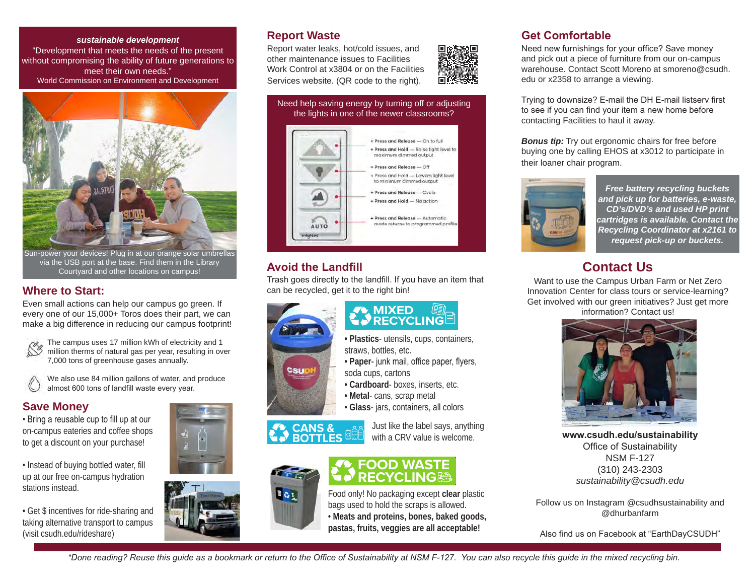***sustainable development***

"Development that meets the needs of the present without compromising the ability of future generations to meet their own needs."

World Commission on Environment and Development

Sun-power your devices! Plug in at our orange solar umbrellas via the USB port at the base. Find them in the Library Courtyard and other locations on campus!

## Where to Start:

Even small actions can help our campus go green. If every one of our 15,000+ Toros does their part, we can make a big difference in reducing our campus footprint!

The campus uses 17 million kWh of electricity and 1 million therms of natural gas per year, resulting in over 7,000 tons of greenhouse gases annually.

We also use 84 million gallons of water, and produce almost 600 tons of landfill waste every year.

## Save Money

- Bring a reusable cup to fill up at our on-campus eateries and coffee shops to get a discount on your purchase!
- Instead of buying bottled water, fill up at our free on-campus hydration stations instead.
- Get $ incentives for ride-sharing and taking alternative transport to campus (visit csudh.edu/rideshare)

## Report Waste

Report water leaks, hot/cold issues, and other maintenance issues to Facilities Work Control at x3804 or on the Facilities Services website. (QR code to the right).

Need help saving energy by turning off or adjusting the lights in one of the newer classrooms?

- Press and Release — On to full
- Press and Hold — Raise light level to maximum dimmed output
- Press and Release — Off
- Press and Hold — Lowers light level to minimum dimmed output
- Press and Release — Cycle
- Press and Hold — No action
- Press and Release — Automatic mode returns to programmed profile

AUTO

## Avoid the Landfill

Trash goes directly to the landfill. If you have an item that can be recycled, get it to the right bin!

**MIXED RECYCLING**

- **Plastics**- utensils, cups, containers, straws, bottles, etc.
- **Paper**- junk mail, office paper, flyers, soda cups, cartons
- **Cardboard**- boxes, inserts, etc.
- **Metal**- cans, scrap metal
- **Glass**- jars, containers, all colors

**CANS & BOTTLES**

Just like the label says, anything with a CRV value is welcome.

**FOOD WASTE RECYCLING**

Food only! No packaging except **clear** plastic bags used to hold the scraps is allowed.

- **Meats and proteins, bones, baked goods, pastas, fruits, veggies are all acceptable!**

## Get Comfortable

Need new furnishings for your office? Save money and pick out a piece of furniture from our on-campus warehouse. Contact Scott Moreno at smoreno@csudh.edu or x2358 to arrange a viewing.

Trying to downsize? E-mail the DH E-mail listserv first to see if you can find your item a new home before contacting Facilities to haul it away.

***Bonus tip:*** Try out ergonomic chairs for free before buying one by calling EHOS at x3012 to participate in their loaner chair program.

***Free battery recycling buckets and pick up for batteries, e-waste, CD's/DVD's and used HP print cartridges is available. Contact the Recycling Coordinator at x2161 to request pick-up or buckets.***

## Contact Us

Want to use the Campus Urban Farm or Net Zero Innovation Center for class tours or service-learning? Get involved with our green initiatives? Just get more information? Contact us!

**www.csudh.edu/sustainability**
Office of Sustainability
NSM F-127
(310) 243-2303
*sustainability@csudh.edu*

Follow us on Instagram @csudhsustainability and @dhurbanfarm

Also find us on Facebook at "EarthDayCSUDH"

*\*Done reading? Reuse this guide as a bookmark or return to the Office of Sustainability at NSM F-127. You can also recycle this guide in the mixed recycling bin.*